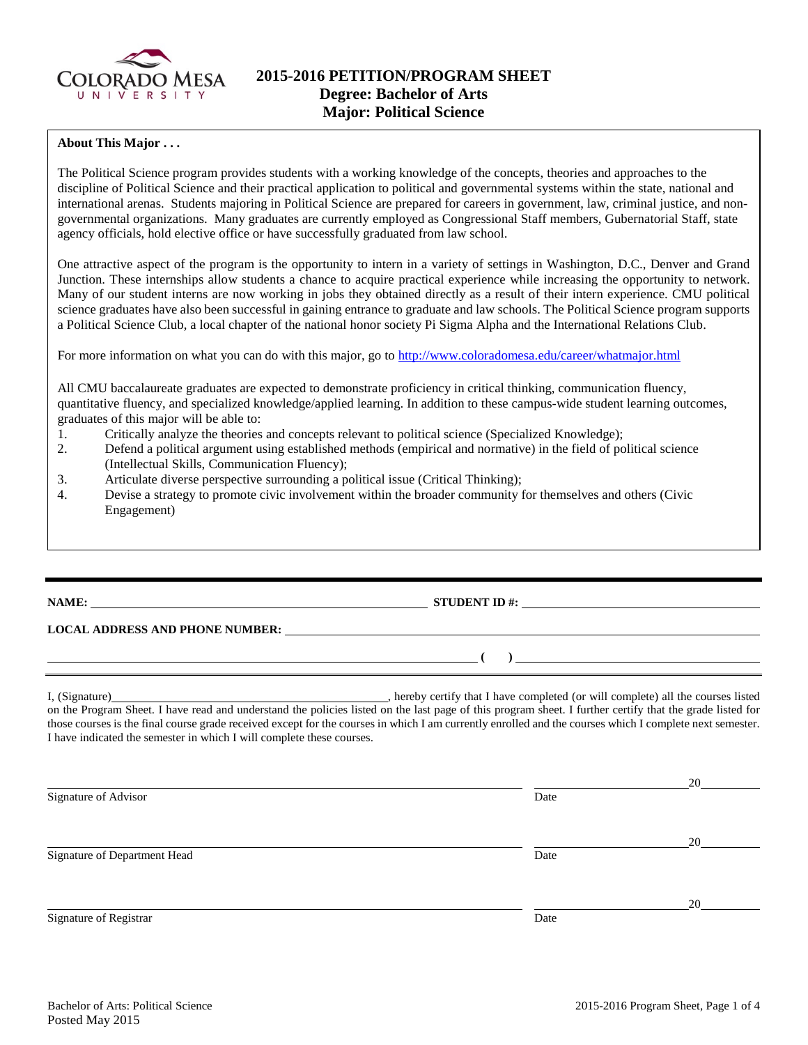# 2015-2016 PETITION/PROGRAM SHEET
## Degree: Bachelor of Arts
## Major: Political Science

**About This Major . . .**

The Political Science program provides students with a working knowledge of the concepts, theories and approaches to the discipline of Political Science and their practical application to political and governmental systems within the state, national and international arenas. Students majoring in Political Science are prepared for careers in government, law, criminal justice, and non-governmental organizations. Many graduates are currently employed as Congressional Staff members, Gubernatorial Staff, state agency officials, hold elective office or have successfully graduated from law school.

One attractive aspect of the program is the opportunity to intern in a variety of settings in Washington, D.C., Denver and Grand Junction. These internships allow students a chance to acquire practical experience while increasing the opportunity to network. Many of our student interns are now working in jobs they obtained directly as a result of their intern experience. CMU political science graduates have also been successful in gaining entrance to graduate and law schools. The Political Science program supports a Political Science Club, a local chapter of the national honor society Pi Sigma Alpha and the International Relations Club.

For more information on what you can do with this major, go to http://www.coloradomesa.edu/career/whatmajor.html

All CMU baccalaureate graduates are expected to demonstrate proficiency in critical thinking, communication fluency, quantitative fluency, and specialized knowledge/applied learning. In addition to these campus-wide student learning outcomes, graduates of this major will be able to:

1. Critically analyze the theories and concepts relevant to political science (Specialized Knowledge);
2. Defend a political argument using established methods (empirical and normative) in the field of political science (Intellectual Skills, Communication Fluency);
3. Articulate diverse perspective surrounding a political issue (Critical Thinking);
4. Devise a strategy to promote civic involvement within the broader community for themselves and others (Civic Engagement)

---

**NAME:** ______________________________ **STUDENT ID #:** ______________________________

**LOCAL ADDRESS AND PHONE NUMBER:** ______________________________

______________________________ **(     )** ______________________________

I, (Signature)______________________________, hereby certify that I have completed (or will complete) all the courses listed on the Program Sheet. I have read and understand the policies listed on the last page of this program sheet. I further certify that the grade listed for those courses is the final course grade received except for the courses in which I am currently enrolled and the courses which I complete next semester. I have indicated the semester in which I will complete these courses.

______________________________ ______________ 20______
Signature of Advisor Date

______________________________ ______________ 20______
Signature of Department Head Date

______________________________ ______________ 20______
Signature of Registrar Date

Bachelor of Arts: Political Science
Posted May 2015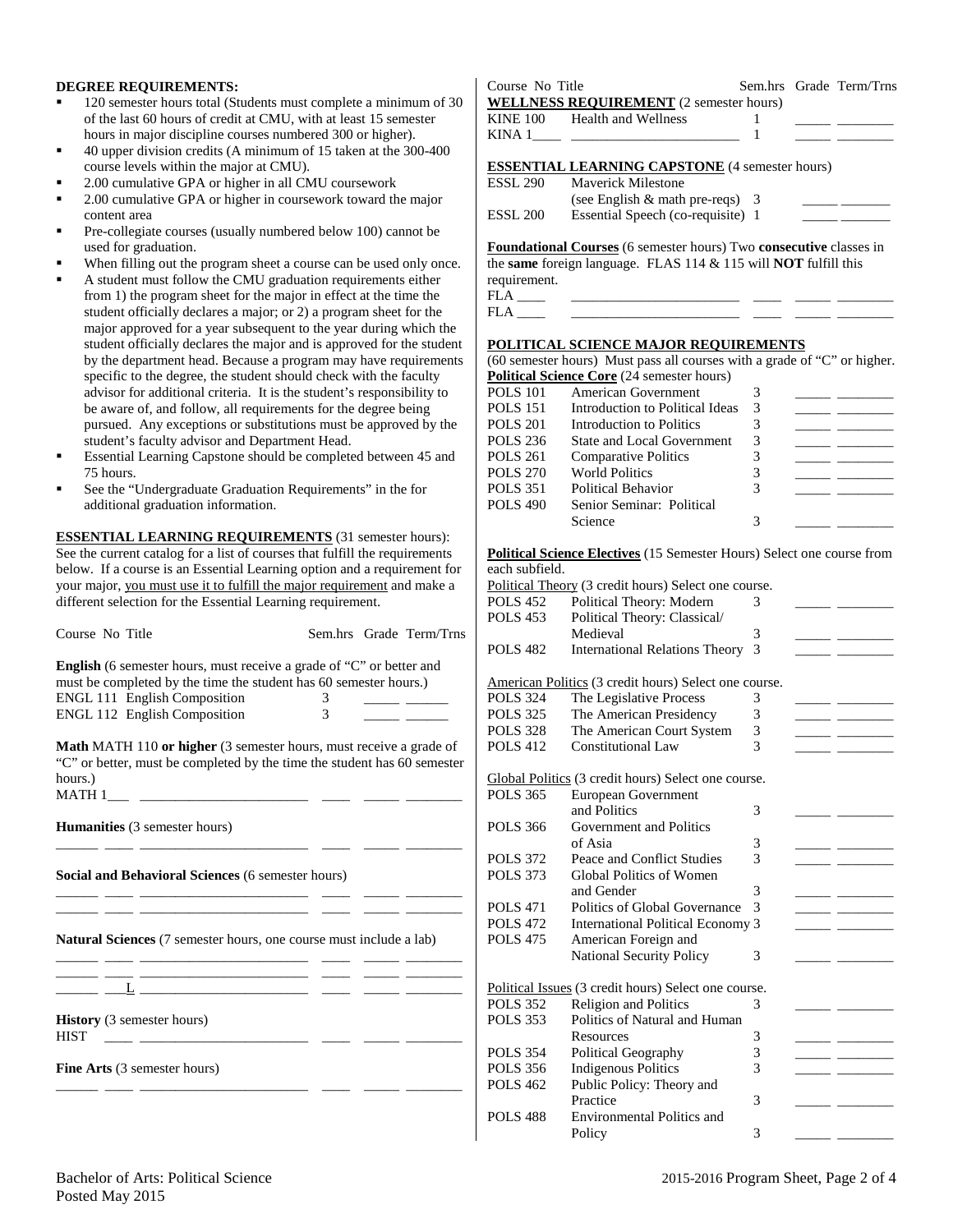**DEGREE REQUIREMENTS:**

- 120 semester hours total (Students must complete a minimum of 30 of the last 60 hours of credit at CMU, with at least 15 semester hours in major discipline courses numbered 300 or higher).
- 40 upper division credits (A minimum of 15 taken at the 300-400 course levels within the major at CMU).
- 2.00 cumulative GPA or higher in all CMU coursework
- 2.00 cumulative GPA or higher in coursework toward the major content area
- Pre-collegiate courses (usually numbered below 100) cannot be used for graduation.
- When filling out the program sheet a course can be used only once.
- A student must follow the CMU graduation requirements either from 1) the program sheet for the major in effect at the time the student officially declares a major; or 2) a program sheet for the major approved for a year subsequent to the year during which the student officially declares the major and is approved for the student by the department head. Because a program may have requirements specific to the degree, the student should check with the faculty advisor for additional criteria. It is the student's responsibility to be aware of, and follow, all requirements for the degree being pursued. Any exceptions or substitutions must be approved by the student's faculty advisor and Department Head.
- Essential Learning Capstone should be completed between 45 and 75 hours.
- See the "Undergraduate Graduation Requirements" in the for additional graduation information.

**ESSENTIAL LEARNING REQUIREMENTS** (31 semester hours): See the current catalog for a list of courses that fulfill the requirements below. If a course is an Essential Learning option and a requirement for your major, you must use it to fulfill the major requirement and make a different selection for the Essential Learning requirement.

| Course No | Title | Sem.hrs | Grade | Term/Trns |
|---|---|---|---|---|
| **English** (6 semester hours, must receive a grade of "C" or better and must be completed by the time the student has 60 semester hours.) | | | | |
| ENGL 111 | English Composition | 3 | _____ | ______ |
| ENGL 112 | English Composition | 3 | _____ | ______ |
| **Math** MATH 110 **or higher** (3 semester hours, must receive a grade of "C" or better, must be completed by the time the student has 60 semester hours.) | | | | |
| MATH 1___ | ________________________ | ____ | _____ | ________ |
| **Humanities** (3 semester hours) | | | | |
| ______ ____ | ________________________ | ____ | _____ | ________ |
| **Social and Behavioral Sciences** (6 semester hours) | | | | |
| ______ ____ | ________________________ | ____ | _____ | ________ |
| ______ ____ | ________________________ | ____ | _____ | ________ |
| **Natural Sciences** (7 semester hours, one course must include a lab) | | | | |
| ______ ____ | ________________________ | ____ | _____ | ________ |
| ______ ____ | ________________________ | ____ | _____ | ________ |
| ______ ___L | ________________________ | ____ | _____ | ________ |
| **History** (3 semester hours) | | | | |
| HIST ____ | ________________________ | ____ | _____ | ________ |
| **Fine Arts** (3 semester hours) | | | | |
| ______ ____ | ________________________ | ____ | _____ | ________ |

| Course No | Title | Sem.hrs | Grade | Term/Trns |
|---|---|---|---|---|
| **WELLNESS REQUIREMENT** (2 semester hours) | | | | |
| KINE 100 | Health and Wellness | 1 | _____ | ________ |
| KINA 1____ | ________________________ | 1 | _____ | ________ |
| **ESSENTIAL LEARNING CAPSTONE** (4 semester hours) | | | | |
| ESSL 290 | Maverick Milestone (see English & math pre-reqs) | 3 | _____ | _______ |
| ESSL 200 | Essential Speech (co-requisite) | 1 | _____ | _______ |
| **Foundational Courses** (6 semester hours) Two **consecutive** classes in the **same** foreign language. FLAS 114 & 115 will **NOT** fulfill this requirement. | | | | |
| FLA ____ | ________________________ | ____ | _____ | ________ |
| FLA ____ | ________________________ | ____ | _____ | ________ |

**POLITICAL SCIENCE MAJOR REQUIREMENTS**

(60 semester hours) Must pass all courses with a grade of "C" or higher.

| Course No | Title | Sem.hrs | Grade | Term/Trns |
|---|---|---|---|---|
| **Political Science Core** (24 semester hours) | | | | |
| POLS 101 | American Government | 3 | _____ | ________ |
| POLS 151 | Introduction to Political Ideas | 3 | _____ | ________ |
| POLS 201 | Introduction to Politics | 3 | _____ | ________ |
| POLS 236 | State and Local Government | 3 | _____ | ________ |
| POLS 261 | Comparative Politics | 3 | _____ | ________ |
| POLS 270 | World Politics | 3 | _____ | ________ |
| POLS 351 | Political Behavior | 3 | _____ | ________ |
| POLS 490 | Senior Seminar: Political Science | 3 | _____ | ________ |

**Political Science Electives** (15 Semester Hours) Select one course from each subfield.

| Course No | Title | Sem.hrs | Grade | Term/Trns |
|---|---|---|---|---|
| Political Theory (3 credit hours) Select one course. | | | | |
| POLS 452 | Political Theory: Modern | 3 | _____ | ________ |
| POLS 453 | Political Theory: Classical/ Medieval | 3 | _____ | ________ |
| POLS 482 | International Relations Theory | 3 | _____ | ________ |
| American Politics (3 credit hours) Select one course. | | | | |
| POLS 324 | The Legislative Process | 3 | _____ | ________ |
| POLS 325 | The American Presidency | 3 | _____ | ________ |
| POLS 328 | The American Court System | 3 | _____ | ________ |
| POLS 412 | Constitutional Law | 3 | _____ | ________ |
| Global Politics (3 credit hours) Select one course. | | | | |
| POLS 365 | European Government and Politics | 3 | _____ | ________ |
| POLS 366 | Government and Politics of Asia | 3 | _____ | ________ |
| POLS 372 | Peace and Conflict Studies | 3 | _____ | ________ |
| POLS 373 | Global Politics of Women and Gender | 3 | _____ | ________ |
| POLS 471 | Politics of Global Governance | 3 | _____ | ________ |
| POLS 472 | International Political Economy | 3 | _____ | ________ |
| POLS 475 | American Foreign and National Security Policy | 3 | _____ | ________ |
| Political Issues (3 credit hours) Select one course. | | | | |
| POLS 352 | Religion and Politics | 3 | _____ | ________ |
| POLS 353 | Politics of Natural and Human Resources | 3 | _____ | ________ |
| POLS 354 | Political Geography | 3 | _____ | ________ |
| POLS 356 | Indigenous Politics | 3 | _____ | ________ |
| POLS 462 | Public Policy: Theory and Practice | 3 | _____ | ________ |
| POLS 488 | Environmental Politics and Policy | 3 | _____ | ________ |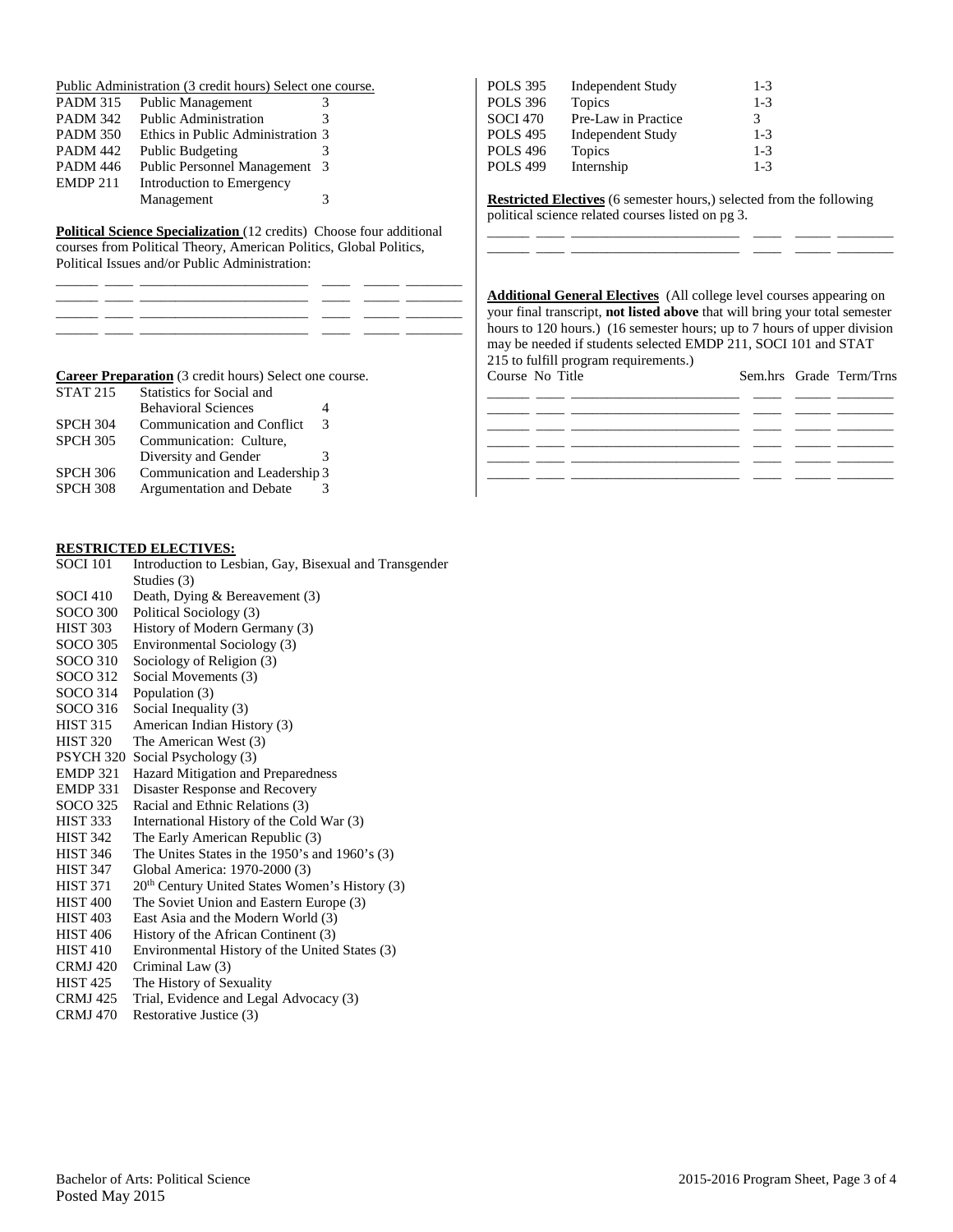Public Administration (3 credit hours) Select one course.

| | | |
|---|---|---|
| PADM 315 | Public Management | 3 |
| PADM 342 | Public Administration | 3 |
| PADM 350 | Ethics in Public Administration | 3 |
| PADM 442 | Public Budgeting | 3 |
| PADM 446 | Public Personnel Management | 3 |
| EMDP 211 | Introduction to Emergency Management | 3 |

**Political Science Specialization** (12 credits) Choose four additional courses from Political Theory, American Politics, Global Politics, Political Issues and/or Public Administration:

______ ____ ______________________ ____ _____ ________
______ ____ ______________________ ____ _____ ________
______ ____ ______________________ ____ _____ ________
______ ____ ______________________ ____ _____ ________

**Career Preparation** (3 credit hours) Select one course.

| | | |
|---|---|---|
| STAT 215 | Statistics for Social and Behavioral Sciences | 4 |
| SPCH 304 | Communication and Conflict | 3 |
| SPCH 305 | Communication: Culture, Diversity and Gender | 3 |
| SPCH 306 | Communication and Leadership | 3 |
| SPCH 308 | Argumentation and Debate | 3 |

**RESTRICTED ELECTIVES:**

| | |
|---|---|
| SOCI 101 | Introduction to Lesbian, Gay, Bisexual and Transgender Studies (3) |
| SOCI 410 | Death, Dying & Bereavement (3) |
| SOCO 300 | Political Sociology (3) |
| HIST 303 | History of Modern Germany (3) |
| SOCO 305 | Environmental Sociology (3) |
| SOCO 310 | Sociology of Religion (3) |
| SOCO 312 | Social Movements (3) |
| SOCO 314 | Population (3) |
| SOCO 316 | Social Inequality (3) |
| HIST 315 | American Indian History (3) |
| HIST 320 | The American West (3) |
| PSYCH 320 | Social Psychology (3) |
| EMDP 321 | Hazard Mitigation and Preparedness |
| EMDP 331 | Disaster Response and Recovery |
| SOCO 325 | Racial and Ethnic Relations (3) |
| HIST 333 | International History of the Cold War (3) |
| HIST 342 | The Early American Republic (3) |
| HIST 346 | The Unites States in the 1950's and 1960's (3) |
| HIST 347 | Global America: 1970-2000 (3) |
| HIST 371 | 20th Century United States Women's History (3) |
| HIST 400 | The Soviet Union and Eastern Europe (3) |
| HIST 403 | East Asia and the Modern World (3) |
| HIST 406 | History of the African Continent (3) |
| HIST 410 | Environmental History of the United States (3) |
| CRMJ 420 | Criminal Law (3) |
| HIST 425 | The History of Sexuality |
| CRMJ 425 | Trial, Evidence and Legal Advocacy (3) |
| CRMJ 470 | Restorative Justice (3) |

| | | |
|---|---|---|
| POLS 395 | Independent Study | 1-3 |
| POLS 396 | Topics | 1-3 |
| SOCI 470 | Pre-Law in Practice | 3 |
| POLS 495 | Independent Study | 1-3 |
| POLS 496 | Topics | 1-3 |
| POLS 499 | Internship | 1-3 |

**Restricted Electives** (6 semester hours,) selected from the following political science related courses listed on pg 3.

______ ____ ______________________ ____ _____ ________
______ ____ ______________________ ____ _____ ________

**Additional General Electives** (All college level courses appearing on your final transcript, **not listed above** that will bring your total semester hours to 120 hours.) (16 semester hours; up to 7 hours of upper division may be needed if students selected EMDP 211, SOCI 101 and STAT 215 to fulfill program requirements.)

| Course | No | Title | Sem.hrs | Grade | Term/Trns |
|---|---|---|---|---|---|
| | | | | | |
| | | | | | |
| | | | | | |
| | | | | | |
| | | | | | |
| | | | | | |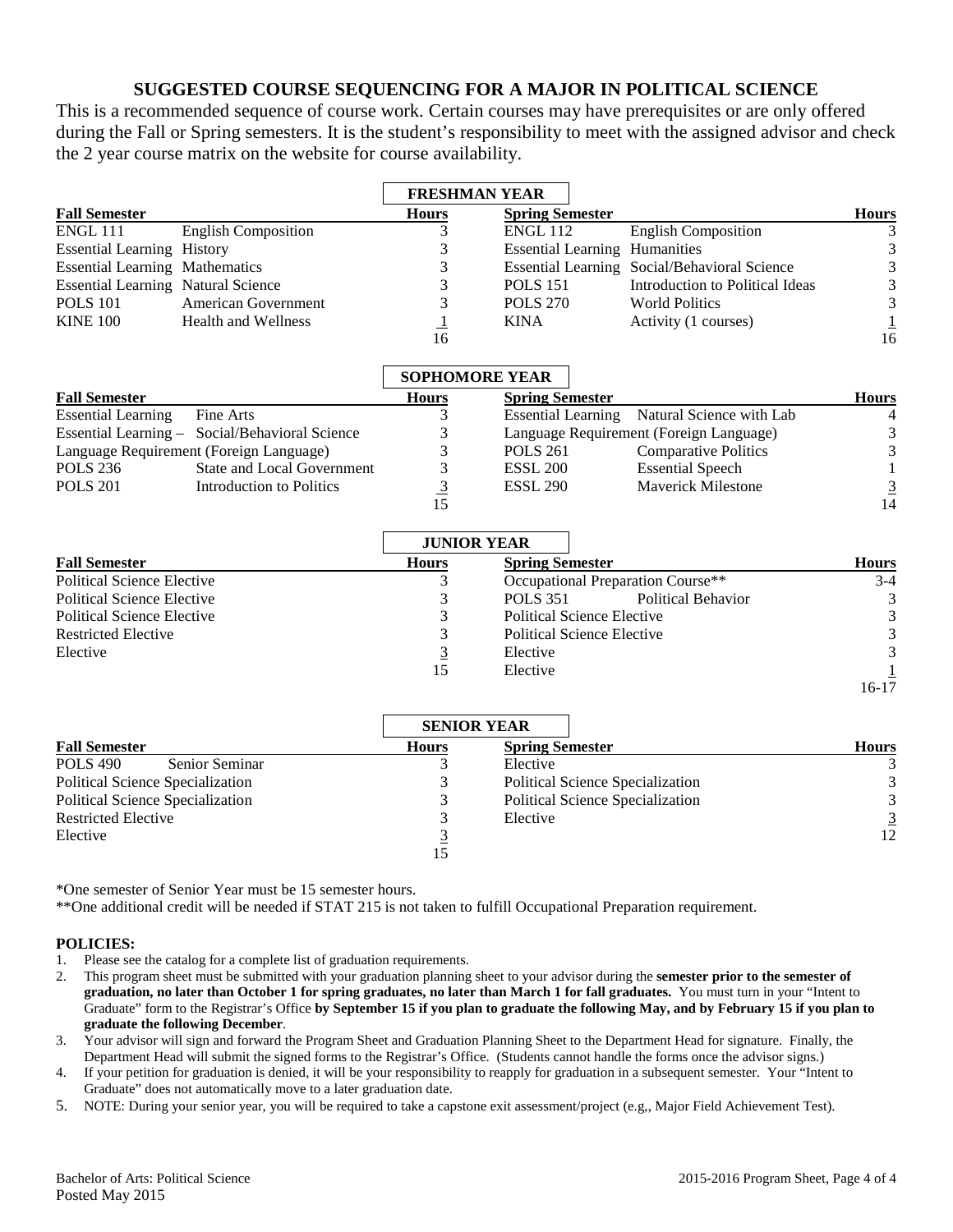# SUGGESTED COURSE SEQUENCING FOR A MAJOR IN POLITICAL SCIENCE

This is a recommended sequence of course work. Certain courses may have prerequisites or are only offered during the Fall or Spring semesters. It is the student's responsibility to meet with the assigned advisor and check the 2 year course matrix on the website for course availability.

## FRESHMAN YEAR

| Fall Semester | | Hours | Spring Semester | | Hours |
|---|---|---|---|---|---|
| ENGL 111 | English Composition | 3 | ENGL 112 | English Composition | 3 |
| Essential Learning | History | 3 | Essential Learning | Humanities | 3 |
| Essential Learning | Mathematics | 3 | Essential Learning | Social/Behavioral Science | 3 |
| Essential Learning | Natural Science | 3 | POLS 151 | Introduction to Political Ideas | 3 |
| POLS 101 | American Government | 3 | POLS 270 | World Politics | 3 |
| KINE 100 | Health and Wellness | 1 | KINA | Activity (1 courses) | 1 |
| | | 16 | | | 16 |

## SOPHOMORE YEAR

| Fall Semester | | Hours | Spring Semester | | Hours |
|---|---|---|---|---|---|
| Essential Learning | Fine Arts | 3 | Essential Learning | Natural Science with Lab | 4 |
| Essential Learning – | Social/Behavioral Science | 3 | Language Requirement (Foreign Language) | | 3 |
| Language Requirement (Foreign Language) | | 3 | POLS 261 | Comparative Politics | 3 |
| POLS 236 | State and Local Government | 3 | ESSL 200 | Essential Speech | 1 |
| POLS 201 | Introduction to Politics | 3 | ESSL 290 | Maverick Milestone | 3 |
| | | 15 | | | 14 |

## JUNIOR YEAR

| Fall Semester | | Hours | Spring Semester | | Hours |
|---|---|---|---|---|---|
| Political Science Elective | | 3 | Occupational Preparation Course** | | 3-4 |
| Political Science Elective | | 3 | POLS 351 | Political Behavior | 3 |
| Political Science Elective | | 3 | Political Science Elective | | 3 |
| Restricted Elective | | 3 | Political Science Elective | | 3 |
| Elective | | 3 | Elective | | 3 |
| | | 15 | Elective | | 1 |
| | | | | | 16-17 |

## SENIOR YEAR

| Fall Semester | | Hours | Spring Semester | | Hours |
|---|---|---|---|---|---|
| POLS 490 | Senior Seminar | 3 | Elective | | 3 |
| Political Science Specialization | | 3 | Political Science Specialization | | 3 |
| Political Science Specialization | | 3 | Political Science Specialization | | 3 |
| Restricted Elective | | 3 | Elective | | 3 |
| Elective | | 3 | | | 12 |
| | | 15 | | | |

*One semester of Senior Year must be 15 semester hours.

**One additional credit will be needed if STAT 215 is not taken to fulfill Occupational Preparation requirement.

**POLICIES:**

1. Please see the catalog for a complete list of graduation requirements.
2. This program sheet must be submitted with your graduation planning sheet to your advisor during the **semester prior to the semester of graduation, no later than October 1 for spring graduates, no later than March 1 for fall graduates.** You must turn in your "Intent to Graduate" form to the Registrar's Office **by September 15 if you plan to graduate the following May, and by February 15 if you plan to graduate the following December**.
3. Your advisor will sign and forward the Program Sheet and Graduation Planning Sheet to the Department Head for signature. Finally, the Department Head will submit the signed forms to the Registrar's Office. (Students cannot handle the forms once the advisor signs.)
4. If your petition for graduation is denied, it will be your responsibility to reapply for graduation in a subsequent semester. Your "Intent to Graduate" does not automatically move to a later graduation date.
5. NOTE: During your senior year, you will be required to take a capstone exit assessment/project (e.g,, Major Field Achievement Test).

Bachelor of Arts: Political Science
Posted May 2015